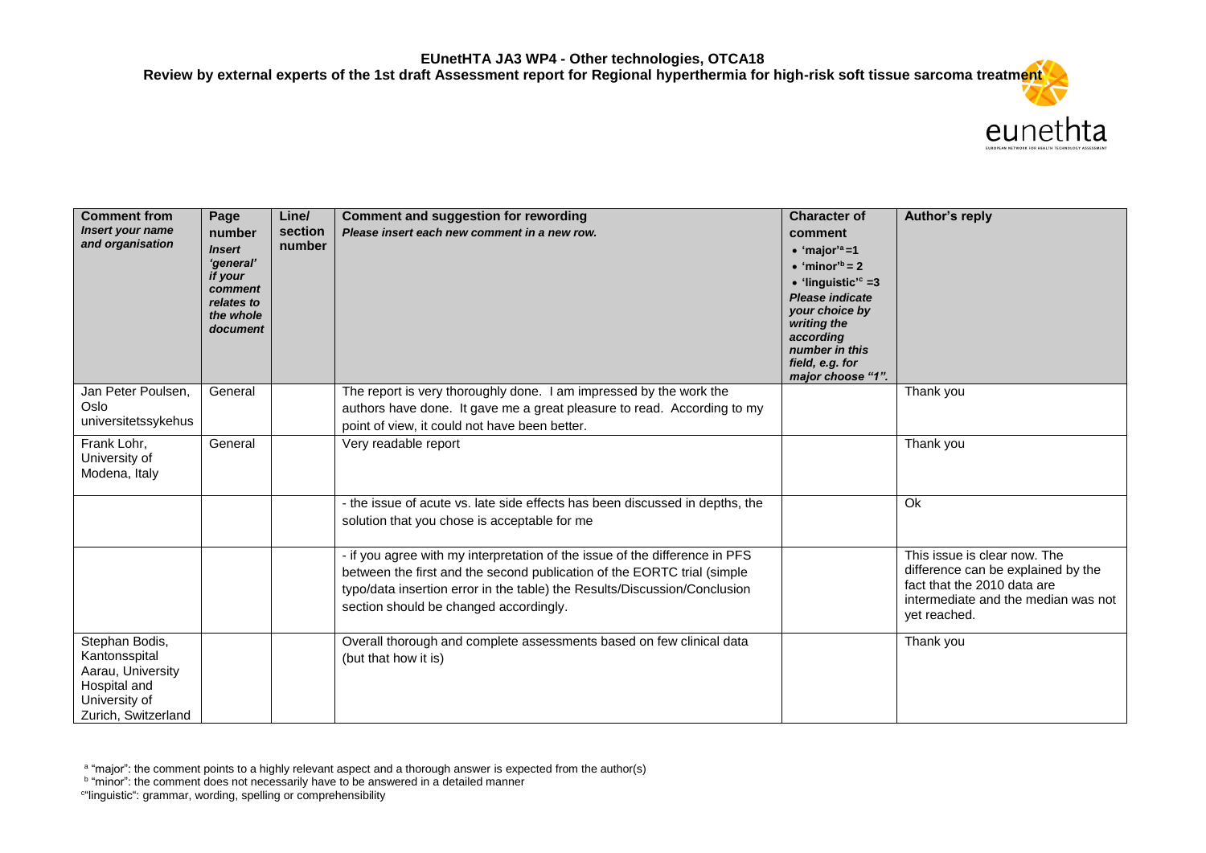**EUnetHTA JA3 WP4 - Other technologies, OTCA18**

**Review by external experts of the 1st draft Assessment report for Regional hyperthermia for high-risk soft tissue sarcoma treatment**

| **Comment from** *Insert your name and organisation* | **Page number** *Insert 'general' if your comment relates to the whole document* | **Line/ section number** | **Comment and suggestion for rewording** *Please insert each new comment in a new row.* | **Character of comment** • 'major'[a] =1 • 'minor'[b] = 2 • 'linguistic'[c] =3 *Please indicate your choice by writing the according number in this field, e.g. for major choose "1".* | **Author's reply** |
|---|---|---|---|---|---|
| Jan Peter Poulsen, Oslo universitetssykehus | General | | The report is very thoroughly done. I am impressed by the work the authors have done. It gave me a great pleasure to read. According to my point of view, it could not have been better. | | Thank you |
| Frank Lohr, University of Modena, Italy | General | | Very readable report | | Thank you |
| | | | - the issue of acute vs. late side effects has been discussed in depths, the solution that you chose is acceptable for me | | Ok |
| | | | - if you agree with my interpretation of the issue of the difference in PFS between the first and the second publication of the EORTC trial (simple typo/data insertion error in the table) the Results/Discussion/Conclusion section should be changed accordingly. | | This issue is clear now. The difference can be explained by the fact that the 2010 data are intermediate and the median was not yet reached. |
| Stephan Bodis, Kantonsspital Aarau, University Hospital and University of Zurich, Switzerland | | | Overall thorough and complete assessments based on few clinical data (but that how it is) | | Thank you |

[a] "major": the comment points to a highly relevant aspect and a thorough answer is expected from the author(s)
[b] "minor": the comment does not necessarily have to be answered in a detailed manner
[c] "linguistic": grammar, wording, spelling or comprehensibility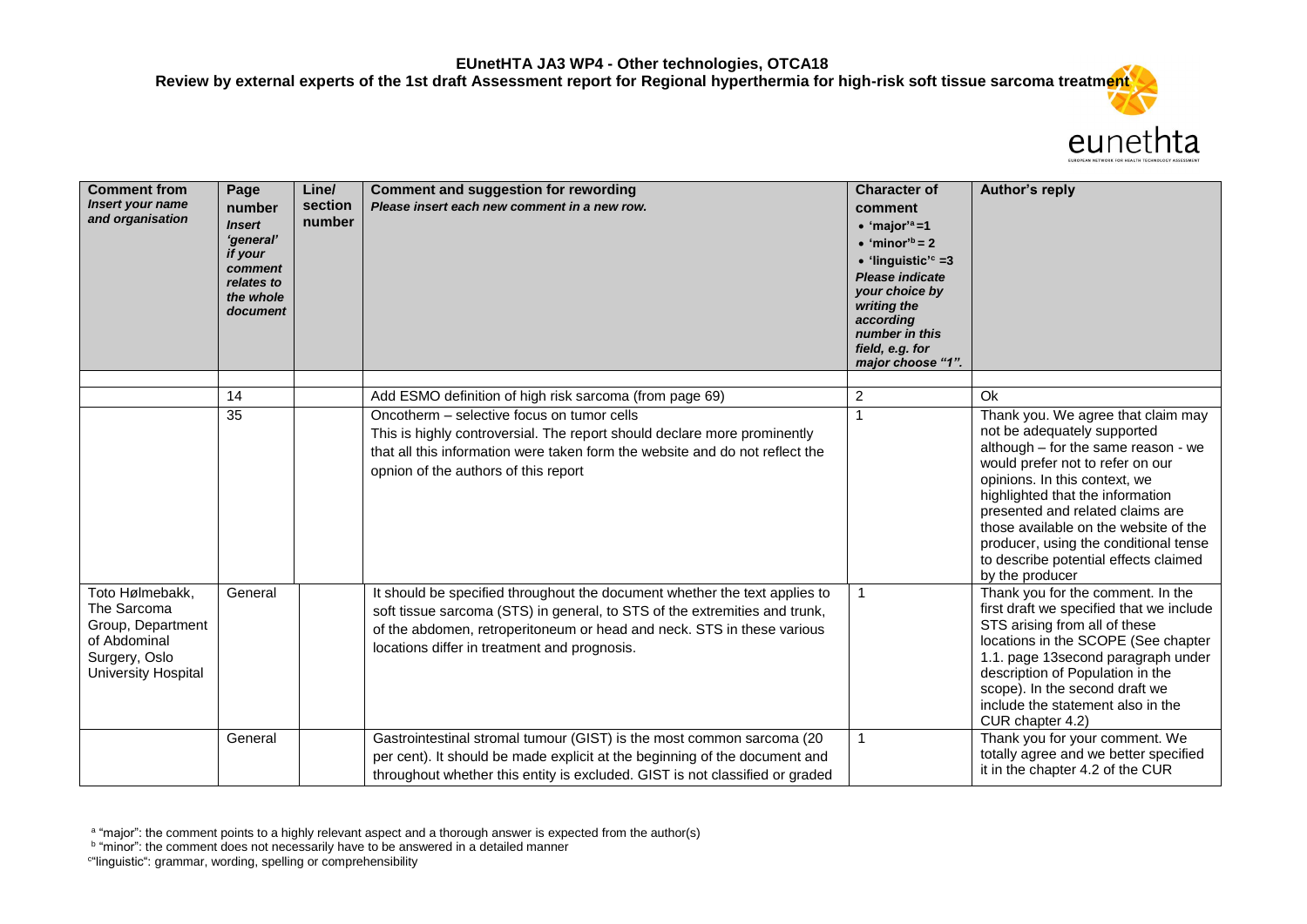**EUnetHTA JA3 WP4 - Other technologies, OTCA18**
**Review by external experts of the 1st draft Assessment report for Regional hyperthermia for high-risk soft tissue sarcoma treatment**

| **Comment from** *Insert your name and organisation* | **Page number** *Insert 'general' if your comment relates to the whole document* | **Line/ section number** | **Comment and suggestion for rewording** *Please insert each new comment in a new row.* | **Character of comment** • 'major'[a] =1 • 'minor'[b] = 2 • 'linguistic'[c] =3 *Please indicate your choice by writing the according number in this field, e.g. for major choose "1".* | **Author's reply** |
|---|---|---|---|---|---|
| | | | | | |
| | 14 | | Add ESMO definition of high risk sarcoma (from page 69) | 2 | Ok |
| | 35 | | Oncotherm – selective focus on tumor cells This is highly controversial. The report should declare more prominently that all this information were taken form the website and do not reflect the opnion of the authors of this report | 1 | Thank you. We agree that claim may not be adequately supported although – for the same reason - we would prefer not to refer on our opinions. In this context, we highlighted that the information presented and related claims are those available on the website of the producer, using the conditional tense to describe potential effects claimed by the producer |
| Toto Hølmebakk, The Sarcoma Group, Department of Abdominal Surgery, Oslo University Hospital | General | | It should be specified throughout the document whether the text applies to soft tissue sarcoma (STS) in general, to STS of the extremities and trunk, of the abdomen, retroperitoneum or head and neck. STS in these various locations differ in treatment and prognosis. | 1 | Thank you for the comment. In the first draft we specified that we include STS arising from all of these locations in the SCOPE (See chapter 1.1. page 13second paragraph under description of Population in the scope). In the second draft we include the statement also in the CUR chapter 4.2) |
| | General | | Gastrointestinal stromal tumour (GIST) is the most common sarcoma (20 per cent). It should be made explicit at the beginning of the document and throughout whether this entity is excluded. GIST is not classified or graded | 1 | Thank you for your comment. We totally agree and we better specified it in the chapter 4.2 of the CUR |

[a] "major": the comment points to a highly relevant aspect and a thorough answer is expected from the author(s)
[b] "minor": the comment does not necessarily have to be answered in a detailed manner
[c] "linguistic": grammar, wording, spelling or comprehensibility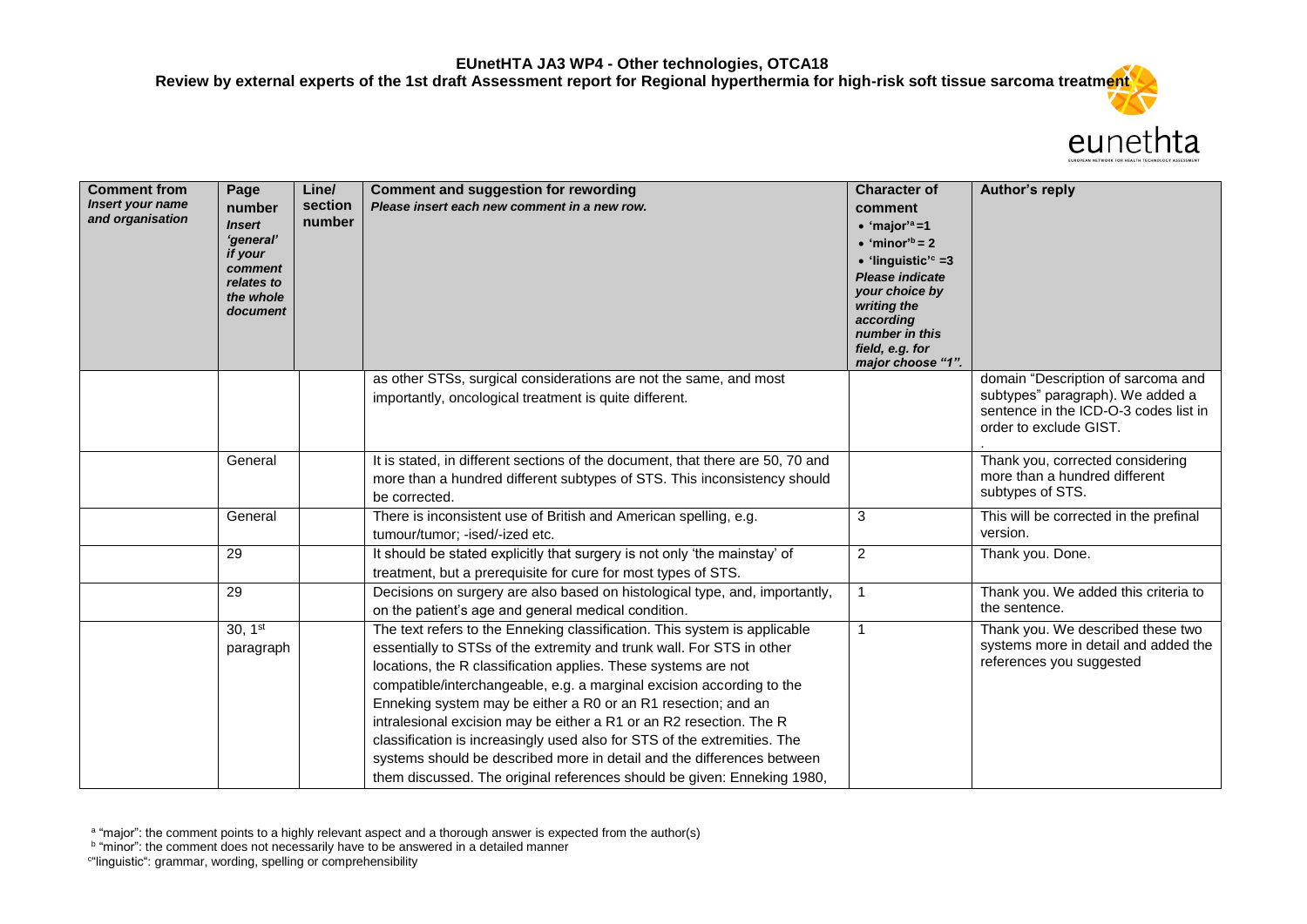**EUnetHTA JA3 WP4 - Other technologies, OTCA18**
**Review by external experts of the 1st draft Assessment report for Regional hyperthermia for high-risk soft tissue sarcoma treatment**

| Comment from *Insert your name and organisation* | Page number *Insert 'general' if your comment relates to the whole document* | Line/ section number | Comment and suggestion for rewording *Please insert each new comment in a new row.* | Character of comment • 'major'[a] =1 • 'minor'[b] = 2 • 'linguistic'[c] =3 *Please indicate your choice by writing the according number in this field, e.g. for major choose "1".* | Author's reply |
|---|---|---|---|---|---|
| | | | as other STSs, surgical considerations are not the same, and most importantly, oncological treatment is quite different. | | domain "Description of sarcoma and subtypes" paragraph). We added a sentence in the ICD-O-3 codes list in order to exclude GIST. . |
| | General | | It is stated, in different sections of the document, that there are 50, 70 and more than a hundred different subtypes of STS. This inconsistency should be corrected. | | Thank you, corrected considering more than a hundred different subtypes of STS. |
| | General | | There is inconsistent use of British and American spelling, e.g. tumour/tumor; -ised/-ized etc. | 3 | This will be corrected in the prefinal version. |
| | 29 | | It should be stated explicitly that surgery is not only 'the mainstay' of treatment, but a prerequisite for cure for most types of STS. | 2 | Thank you. Done. |
| | 29 | | Decisions on surgery are also based on histological type, and, importantly, on the patient's age and general medical condition. | 1 | Thank you. We added this criteria to the sentence. |
| | 30, 1st paragraph | | The text refers to the Enneking classification. This system is applicable essentially to STSs of the extremity and trunk wall. For STS in other locations, the R classification applies. These systems are not compatible/interchangeable, e.g. a marginal excision according to the Enneking system may be either a R0 or an R1 resection; and an intralesional excision may be either a R1 or an R2 resection. The R classification is increasingly used also for STS of the extremities. The systems should be described more in detail and the differences between them discussed. The original references should be given: Enneking 1980, | 1 | Thank you. We described these two systems more in detail and added the references you suggested |

[a] "major": the comment points to a highly relevant aspect and a thorough answer is expected from the author(s)
[b] "minor": the comment does not necessarily have to be answered in a detailed manner
[c] "linguistic": grammar, wording, spelling or comprehensibility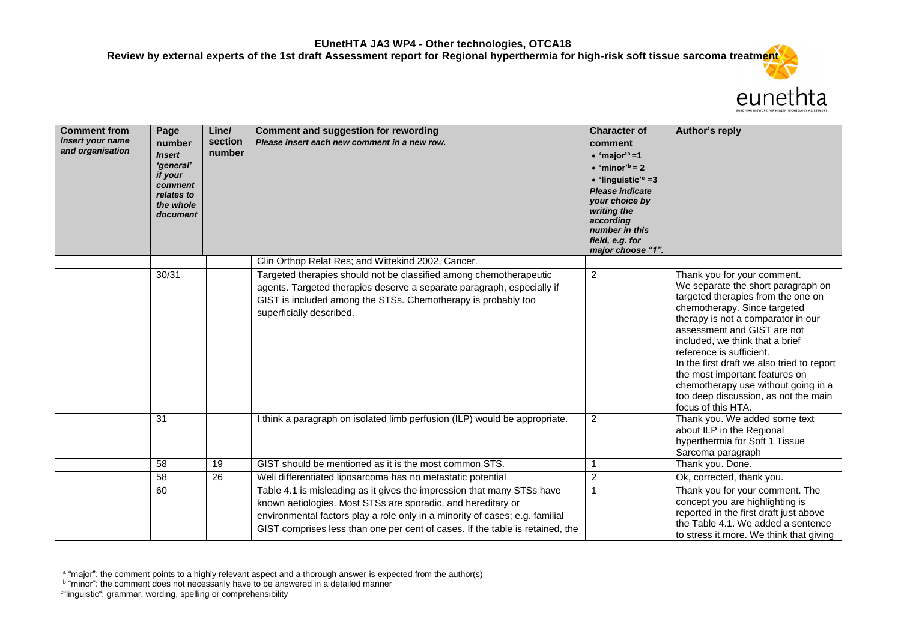**EUnetHTA JA3 WP4 - Other technologies, OTCA18**
**Review by external experts of the 1st draft Assessment report for Regional hyperthermia for high-risk soft tissue sarcoma treatment**

| Comment from *Insert your name and organisation* | Page number *Insert 'general' if your comment relates to the whole document* | Line/ section number | Comment and suggestion for rewording *Please insert each new comment in a new row.* | Character of comment • 'major'[a] =1 • 'minor'[b] = 2 • 'linguistic'[c] =3 *Please indicate your choice by writing the according number in this field, e.g. for major choose "1".* | Author's reply |
|---|---|---|---|---|---|
| | | | Clin Orthop Relat Res; and Wittekind 2002, Cancer. | | |
| | 30/31 | | Targeted therapies should not be classified among chemotherapeutic agents. Targeted therapies deserve a separate paragraph, especially if GIST is included among the STSs. Chemotherapy is probably too superficially described. | 2 | Thank you for your comment. We separate the short paragraph on targeted therapies from the one on chemotherapy. Since targeted therapy is not a comparator in our assessment and GIST are not included, we think that a brief reference is sufficient. In the first draft we also tried to report the most important features on chemotherapy use without going in a too deep discussion, as not the main focus of this HTA. |
| | 31 | | I think a paragraph on isolated limb perfusion (ILP) would be appropriate. | 2 | Thank you. We added some text about ILP in the Regional hyperthermia for Soft 1 Tissue Sarcoma paragraph |
| | 58 | 19 | GIST should be mentioned as it is the most common STS. | 1 | Thank you. Done. |
| | 58 | 26 | Well differentiated liposarcoma has no metastatic potential | 2 | Ok, corrected, thank you. |
| | 60 | | Table 4.1 is misleading as it gives the impression that many STSs have known aetiologies. Most STSs are sporadic, and hereditary or environmental factors play a role only in a minority of cases; e.g. familial GIST comprises less than one per cent of cases. If the table is retained, the | 1 | Thank you for your comment. The concept you are highlighting is reported in the first draft just above the Table 4.1. We added a sentence to stress it more. We think that giving |

[a] "major": the comment points to a highly relevant aspect and a thorough answer is expected from the author(s)
[b] "minor": the comment does not necessarily have to be answered in a detailed manner
[c] "linguistic": grammar, wording, spelling or comprehensibility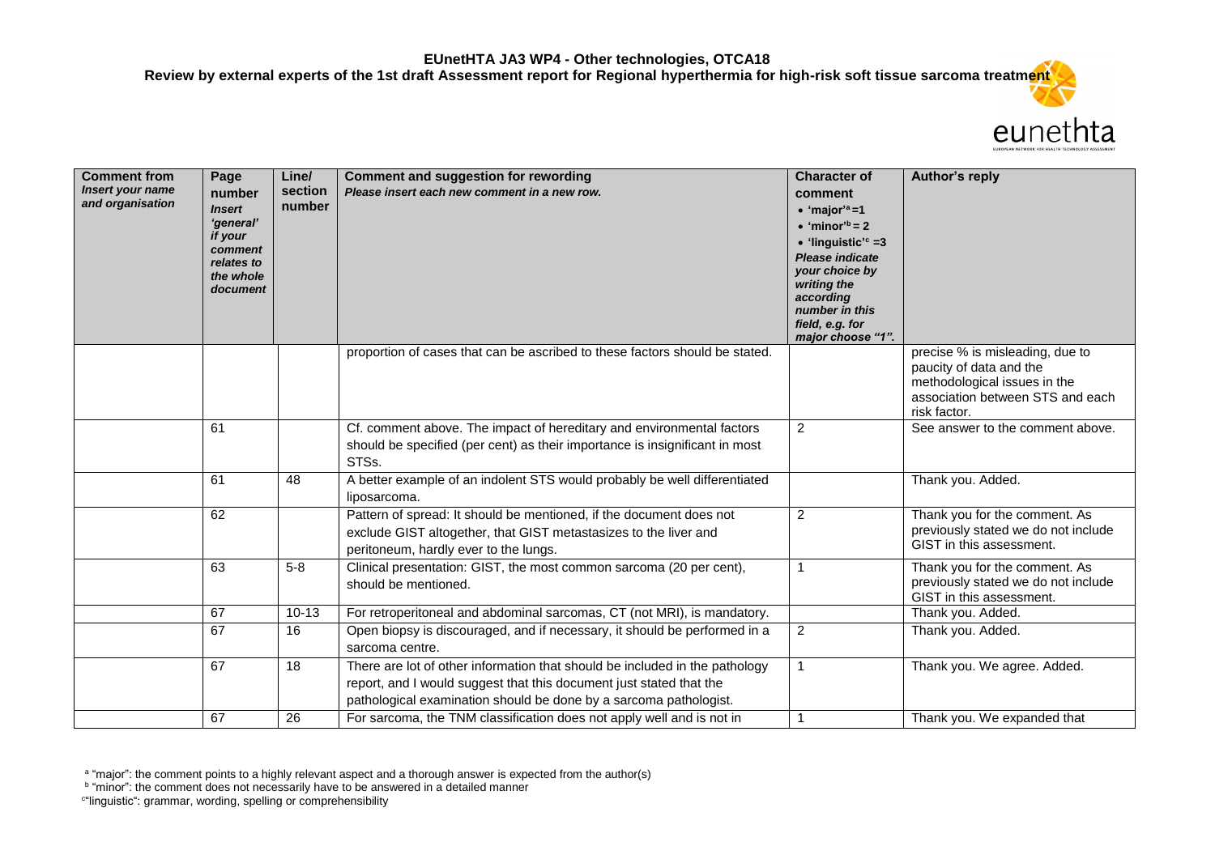**EUnetHTA JA3 WP4 - Other technologies, OTCA18**
**Review by external experts of the 1st draft Assessment report for Regional hyperthermia for high-risk soft tissue sarcoma treatment**

| Comment from *Insert your name and organisation* | Page number *Insert 'general' if your comment relates to the whole document* | Line/ section number | Comment and suggestion for rewording *Please insert each new comment in a new row.* | Character of comment • 'major'[a] =1 • 'minor'[b] = 2 • 'linguistic'[c] =3 *Please indicate your choice by writing the according number in this field, e.g. for major choose "1".* | Author's reply |
|---|---|---|---|---|---|
| | | | proportion of cases that can be ascribed to these factors should be stated. | | precise % is misleading, due to paucity of data and the methodological issues in the association between STS and each risk factor. |
| | 61 | | Cf. comment above. The impact of hereditary and environmental factors should be specified (per cent) as their importance is insignificant in most STSs. | 2 | See answer to the comment above. |
| | 61 | 48 | A better example of an indolent STS would probably be well differentiated liposarcoma. | | Thank you. Added. |
| | 62 | | Pattern of spread: It should be mentioned, if the document does not exclude GIST altogether, that GIST metastasizes to the liver and peritoneum, hardly ever to the lungs. | 2 | Thank you for the comment. As previously stated we do not include GIST in this assessment. |
| | 63 | 5-8 | Clinical presentation: GIST, the most common sarcoma (20 per cent), should be mentioned. | 1 | Thank you for the comment. As previously stated we do not include GIST in this assessment. |
| | 67 | 10-13 | For retroperitoneal and abdominal sarcomas, CT (not MRI), is mandatory. | | Thank you. Added. |
| | 67 | 16 | Open biopsy is discouraged, and if necessary, it should be performed in a sarcoma centre. | 2 | Thank you. Added. |
| | 67 | 18 | There are lot of other information that should be included in the pathology report, and I would suggest that this document just stated that the pathological examination should be done by a sarcoma pathologist. | 1 | Thank you. We agree. Added. |
| | 67 | 26 | For sarcoma, the TNM classification does not apply well and is not in | 1 | Thank you. We expanded that |

[a] "major": the comment points to a highly relevant aspect and a thorough answer is expected from the author(s)
[b] "minor": the comment does not necessarily have to be answered in a detailed manner
[c] "linguistic": grammar, wording, spelling or comprehensibility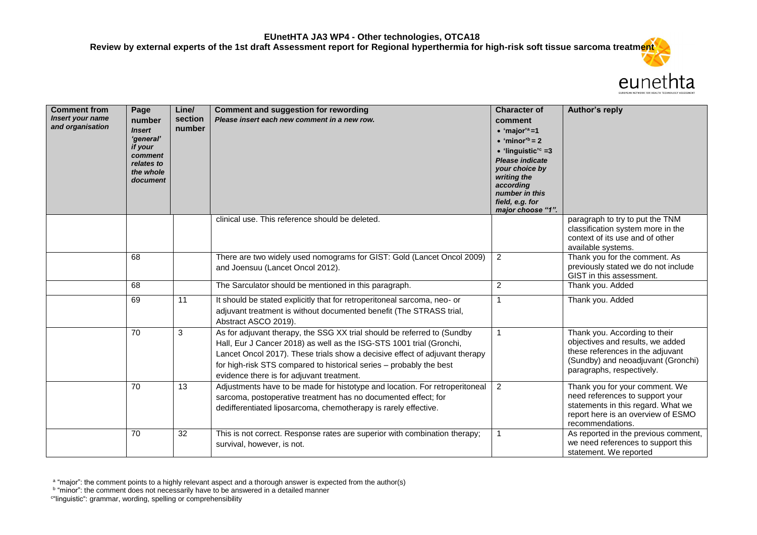| Comment from *Insert your name and organisation* | Page number *Insert 'general' if your comment relates to the whole document* | Line/ section number | Comment and suggestion for rewording *Please insert each new comment in a new row.* | Character of comment • 'major'[a] =1 • 'minor'[b] = 2 • 'linguistic'[c] =3 *Please indicate your choice by writing the according number in this field, e.g. for major choose "1".* | Author's reply |
|---|---|---|---|---|---|
| | | | clinical use. This reference should be deleted. | | paragraph to try to put the TNM classification system more in the context of its use and of other available systems. |
| | 68 | | There are two widely used nomograms for GIST: Gold (Lancet Oncol 2009) and Joensuu (Lancet Oncol 2012). | 2 | Thank you for the comment. As previously stated we do not include GIST in this assessment. |
| | 68 | | The Sarculator should be mentioned in this paragraph. | 2 | Thank you. Added |
| | 69 | 11 | It should be stated explicitly that for retroperitoneal sarcoma, neo- or adjuvant treatment is without documented benefit (The STRASS trial, Abstract ASCO 2019). | 1 | Thank you. Added |
| | 70 | 3 | As for adjuvant therapy, the SSG XX trial should be referred to (Sundby Hall, Eur J Cancer 2018) as well as the ISG-STS 1001 trial (Gronchi, Lancet Oncol 2017). These trials show a decisive effect of adjuvant therapy for high-risk STS compared to historical series – probably the best evidence there is for adjuvant treatment. | 1 | Thank you. According to their objectives and results, we added these references in the adjuvant (Sundby) and neoadjuvant (Gronchi) paragraphs, respectively. |
| | 70 | 13 | Adjustments have to be made for histotype and location. For retroperitoneal sarcoma, postoperative treatment has no documented effect; for dedifferentiated liposarcoma, chemotherapy is rarely effective. | 2 | Thank you for your comment. We need references to support your statements in this regard. What we report here is an overview of ESMO recommendations. |
| | 70 | 32 | This is not correct. Response rates are superior with combination therapy; survival, however, is not. | 1 | As reported in the previous comment, we need references to support this statement. We reported |

[a] "major": the comment points to a highly relevant aspect and a thorough answer is expected from the author(s)

[b] "minor": the comment does not necessarily have to be answered in a detailed manner

[c] "linguistic": grammar, wording, spelling or comprehensibility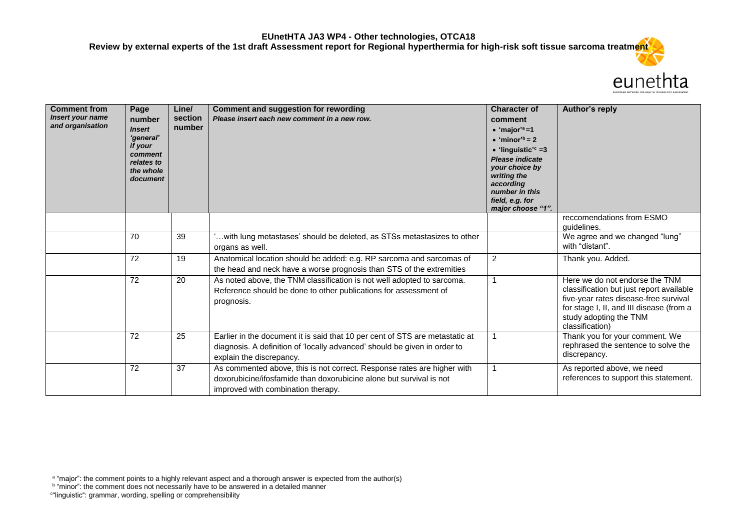# EUnetHTA JA3 WP4 - Other technologies, OTCA18

**Review by external experts of the 1st draft Assessment report for Regional hyperthermia for high-risk soft tissue sarcoma treatment**

| **Comment from** *Insert your name and organisation* | **Page number** *Insert 'general' if your comment relates to the whole document* | **Line/ section number** | **Comment and suggestion for rewording** *Please insert each new comment in a new row.* | **Character of comment** • 'major'[a] =1 • 'minor'[b] = 2 • 'linguistic'[c] =3 *Please indicate your choice by writing the according number in this field, e.g. for major choose "1".* | **Author's reply** |
|---|---|---|---|---|---|
| | | | | | reccomendations from ESMO guidelines. |
| | 70 | 39 | '…with lung metastases' should be deleted, as STSs metastasizes to other organs as well. | | We agree and we changed "lung" with "distant". |
| | 72 | 19 | Anatomical location should be added: e.g. RP sarcoma and sarcomas of the head and neck have a worse prognosis than STS of the extremities | 2 | Thank you. Added. |
| | 72 | 20 | As noted above, the TNM classification is not well adopted to sarcoma. Reference should be done to other publications for assessment of prognosis. | 1 | Here we do not endorse the TNM classification but just report available five-year rates disease-free survival for stage I, II, and III disease (from a study adopting the TNM classification) |
| | 72 | 25 | Earlier in the document it is said that 10 per cent of STS are metastatic at diagnosis. A definition of 'locally advanced' should be given in order to explain the discrepancy. | 1 | Thank you for your comment. We rephrased the sentence to solve the discrepancy. |
| | 72 | 37 | As commented above, this is not correct. Response rates are higher with doxorubicine/ifosfamide than doxorubicine alone but survival is not improved with combination therapy. | 1 | As reported above, we need references to support this statement. |

[a] "major": the comment points to a highly relevant aspect and a thorough answer is expected from the author(s)

[b] "minor": the comment does not necessarily have to be answered in a detailed manner

[c] "linguistic": grammar, wording, spelling or comprehensibility